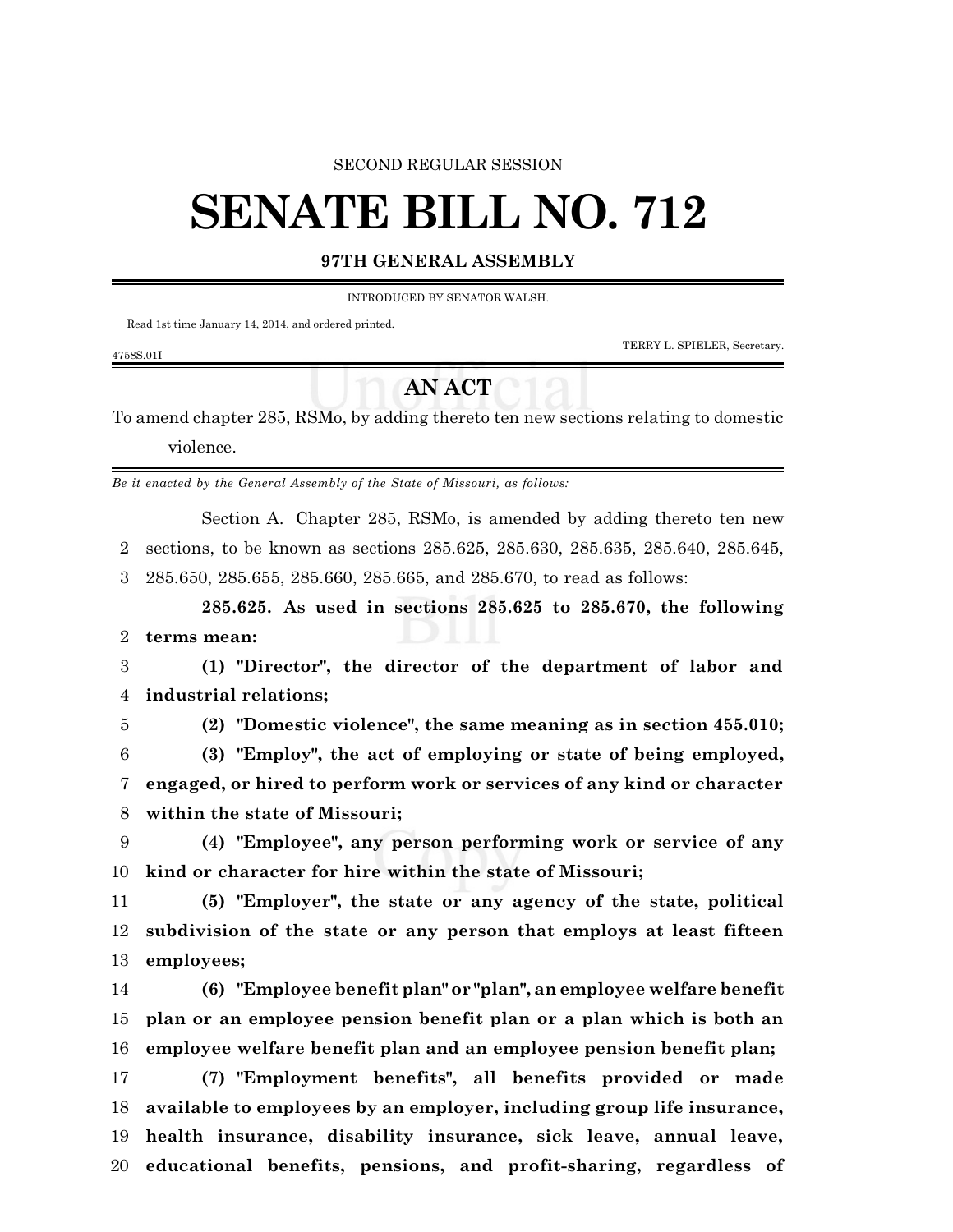SECOND REGULAR SESSION

# SENATE BILL NO. 712

**97TH GENERAL ASSEMBLY**

INTRODUCED BY SENATOR WALSH.

Read 1st time January 14, 2014, and ordered printed.

TERRY L. SPIELER, Secretary.

4758S.01I

## AN ACT

To amend chapter 285, RSMo, by adding thereto ten new sections relating to domestic violence.

*Be it enacted by the General Assembly of the State of Missouri, as follows:*

Section A. Chapter 285, RSMo, is amended by adding thereto ten new sections, to be known as sections 285.625, 285.630, 285.635, 285.640, 285.645, 285.650, 285.655, 285.660, 285.665, and 285.670, to read as follows:

**285.625. As used in sections 285.625 to 285.670, the following terms mean:**

**(1) "Director", the director of the department of labor and industrial relations;**

**(2) "Domestic violence", the same meaning as in section 455.010;**

**(3) "Employ", the act of employing or state of being employed, engaged, or hired to perform work or services of any kind or character within the state of Missouri;**

**(4) "Employee", any person performing work or service of any kind or character for hire within the state of Missouri;**

**(5) "Employer", the state or any agency of the state, political subdivision of the state or any person that employs at least fifteen employees;**

**(6) "Employee benefit plan" or "plan", an employee welfare benefit plan or an employee pension benefit plan or a plan which is both an employee welfare benefit plan and an employee pension benefit plan;**

**(7) "Employment benefits", all benefits provided or made available to employees by an employer, including group life insurance, health insurance, disability insurance, sick leave, annual leave, educational benefits, pensions, and profit-sharing, regardless of**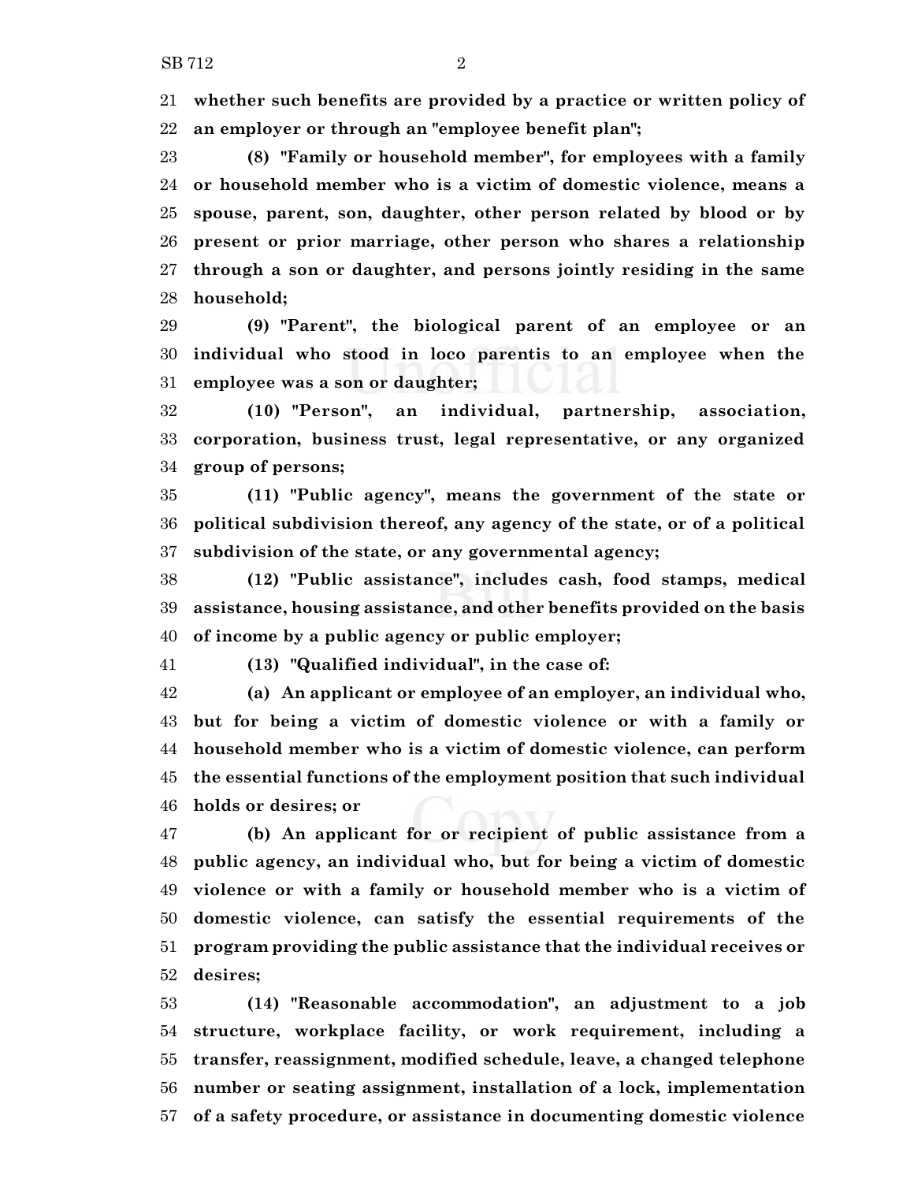**whether such benefits are provided by a practice or written policy of an employer or through an "employee benefit plan";**

**(8) "Family or household member", for employees with a family or household member who is a victim of domestic violence, means a spouse, parent, son, daughter, other person related by blood or by present or prior marriage, other person who shares a relationship through a son or daughter, and persons jointly residing in the same household;**

**(9) "Parent", the biological parent of an employee or an individual who stood in loco parentis to an employee when the employee was a son or daughter;**

**(10) "Person", an individual, partnership, association, corporation, business trust, legal representative, or any organized group of persons;**

**(11) "Public agency", means the government of the state or political subdivision thereof, any agency of the state, or of a political subdivision of the state, or any governmental agency;**

**(12) "Public assistance", includes cash, food stamps, medical assistance, housing assistance, and other benefits provided on the basis of income by a public agency or public employer;**

**(13) "Qualified individual", in the case of:**

**(a) An applicant or employee of an employer, an individual who, but for being a victim of domestic violence or with a family or household member who is a victim of domestic violence, can perform the essential functions of the employment position that such individual holds or desires; or**

**(b) An applicant for or recipient of public assistance from a public agency, an individual who, but for being a victim of domestic violence or with a family or household member who is a victim of domestic violence, can satisfy the essential requirements of the program providing the public assistance that the individual receives or desires;**

**(14) "Reasonable accommodation", an adjustment to a job structure, workplace facility, or work requirement, including a transfer, reassignment, modified schedule, leave, a changed telephone number or seating assignment, installation of a lock, implementation of a safety procedure, or assistance in documenting domestic violence**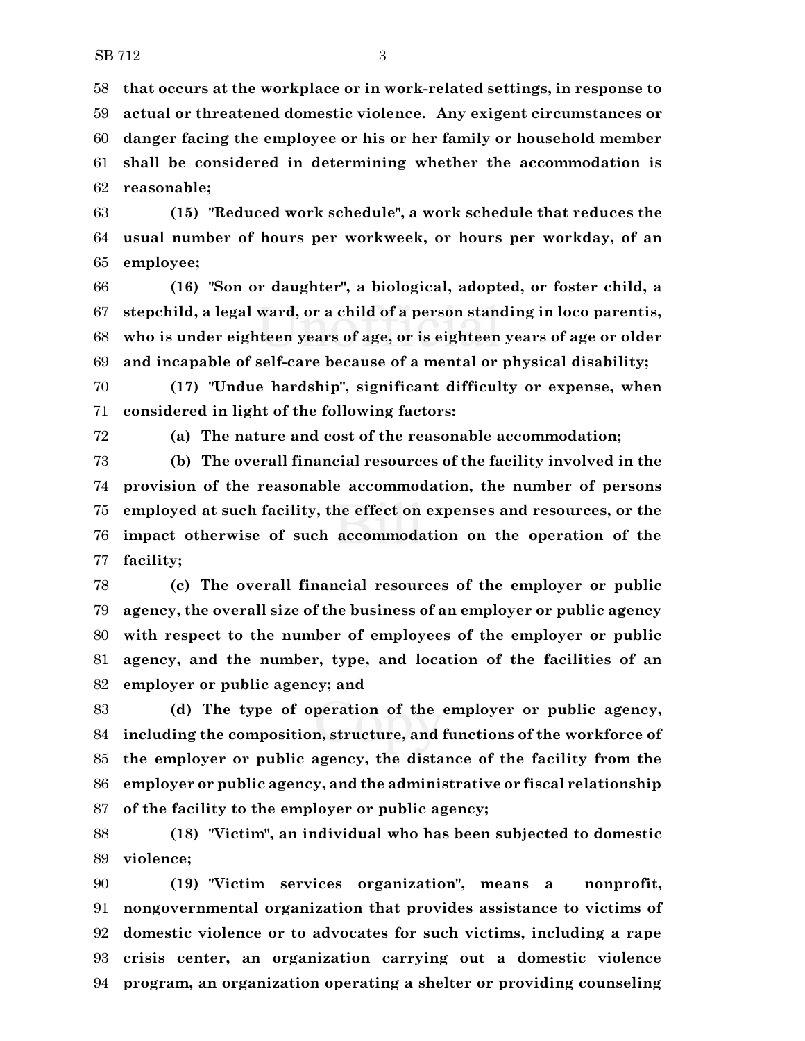**that occurs at the workplace or in work-related settings, in response to actual or threatened domestic violence. Any exigent circumstances or danger facing the employee or his or her family or household member shall be considered in determining whether the accommodation is reasonable;**

**(15) "Reduced work schedule", a work schedule that reduces the usual number of hours per workweek, or hours per workday, of an employee;**

**(16) "Son or daughter", a biological, adopted, or foster child, a stepchild, a legal ward, or a child of a person standing in loco parentis, who is under eighteen years of age, or is eighteen years of age or older and incapable of self-care because of a mental or physical disability;**

**(17) "Undue hardship", significant difficulty or expense, when considered in light of the following factors:**

**(a) The nature and cost of the reasonable accommodation;**

**(b) The overall financial resources of the facility involved in the provision of the reasonable accommodation, the number of persons employed at such facility, the effect on expenses and resources, or the impact otherwise of such accommodation on the operation of the facility;**

**(c) The overall financial resources of the employer or public agency, the overall size of the business of an employer or public agency with respect to the number of employees of the employer or public agency, and the number, type, and location of the facilities of an employer or public agency; and**

**(d) The type of operation of the employer or public agency, including the composition, structure, and functions of the workforce of the employer or public agency, the distance of the facility from the employer or public agency, and the administrative or fiscal relationship of the facility to the employer or public agency;**

**(18) "Victim", an individual who has been subjected to domestic violence;**

**(19) "Victim services organization", means a nonprofit, nongovernmental organization that provides assistance to victims of domestic violence or to advocates for such victims, including a rape crisis center, an organization carrying out a domestic violence program, an organization operating a shelter or providing counseling**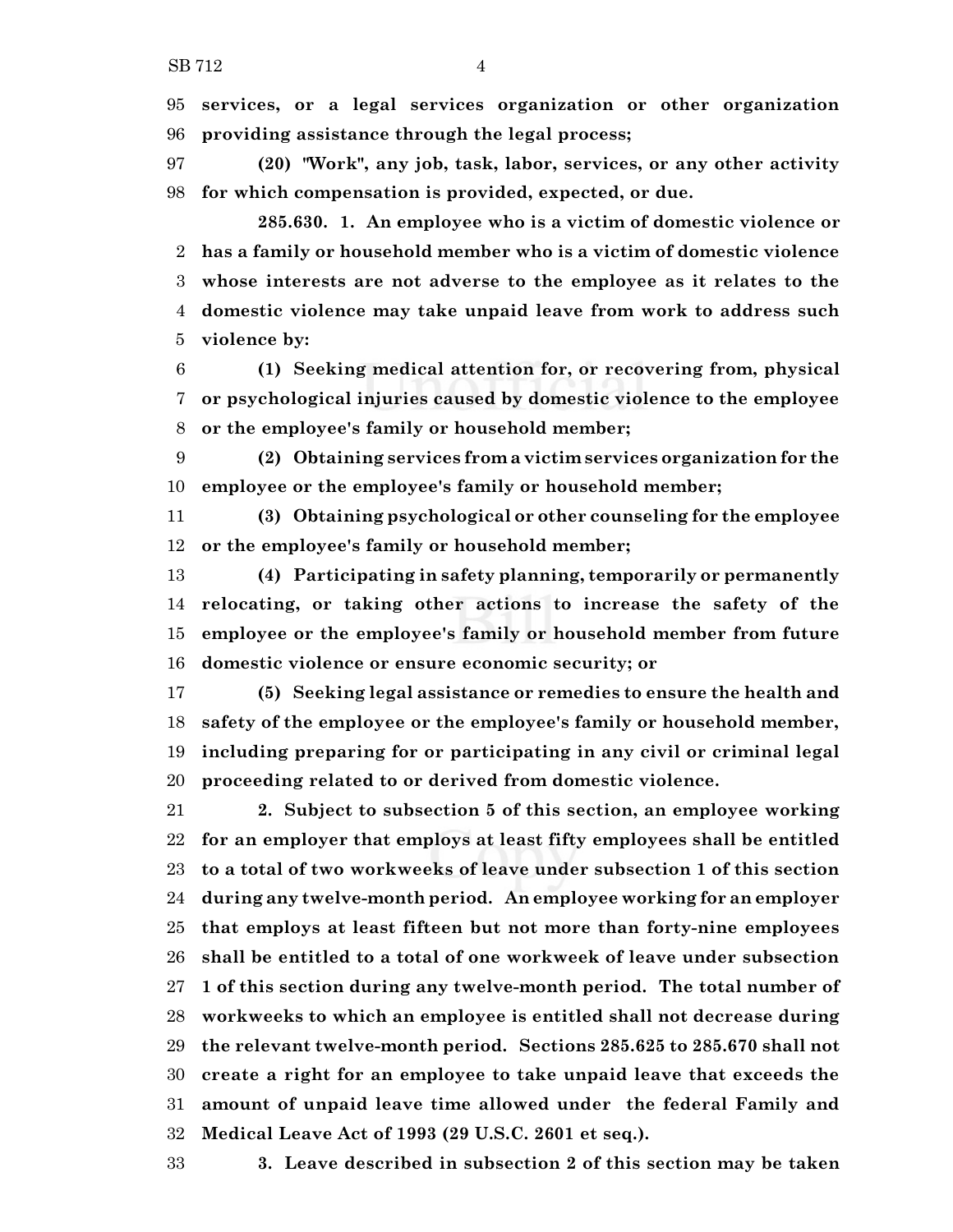**services, or a legal services organization or other organization providing assistance through the legal process;**

**(20) "Work", any job, task, labor, services, or any other activity for which compensation is provided, expected, or due.**

**285.630. 1. An employee who is a victim of domestic violence or has a family or household member who is a victim of domestic violence whose interests are not adverse to the employee as it relates to the domestic violence may take unpaid leave from work to address such violence by:**

**(1) Seeking medical attention for, or recovering from, physical or psychological injuries caused by domestic violence to the employee or the employee's family or household member;**

**(2) Obtaining services from a victim services organization for the employee or the employee's family or household member;**

**(3) Obtaining psychological or other counseling for the employee or the employee's family or household member;**

**(4) Participating in safety planning, temporarily or permanently relocating, or taking other actions to increase the safety of the employee or the employee's family or household member from future domestic violence or ensure economic security; or**

**(5) Seeking legal assistance or remedies to ensure the health and safety of the employee or the employee's family or household member, including preparing for or participating in any civil or criminal legal proceeding related to or derived from domestic violence.**

**2. Subject to subsection 5 of this section, an employee working for an employer that employs at least fifty employees shall be entitled to a total of two workweeks of leave under subsection 1 of this section during any twelve-month period. An employee working for an employer that employs at least fifteen but not more than forty-nine employees shall be entitled to a total of one workweek of leave under subsection 1 of this section during any twelve-month period. The total number of workweeks to which an employee is entitled shall not decrease during the relevant twelve-month period. Sections 285.625 to 285.670 shall not create a right for an employee to take unpaid leave that exceeds the amount of unpaid leave time allowed under the federal Family and Medical Leave Act of 1993 (29 U.S.C. 2601 et seq.).**

**3. Leave described in subsection 2 of this section may be taken**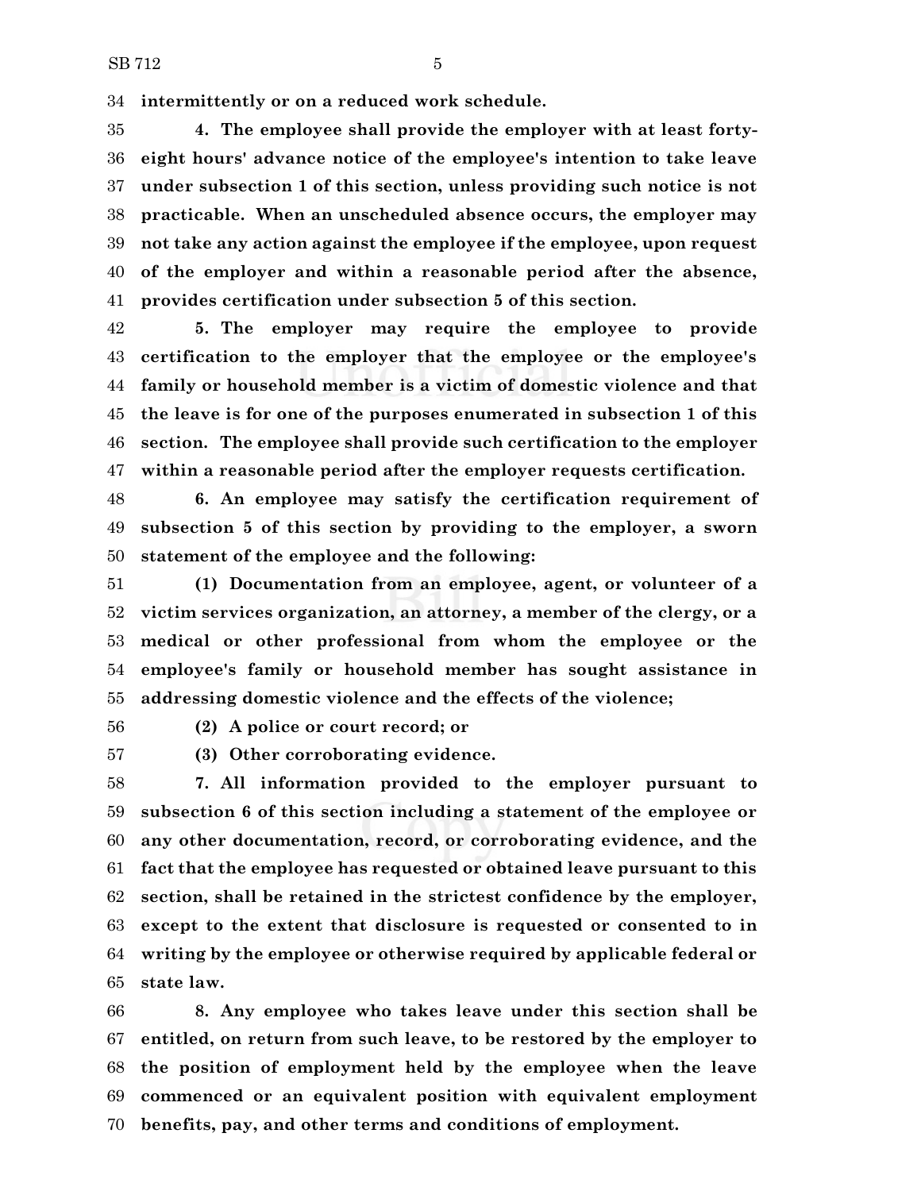**intermittently or on a reduced work schedule.**

**4. The employee shall provide the employer with at least forty-eight hours' advance notice of the employee's intention to take leave under subsection 1 of this section, unless providing such notice is not practicable. When an unscheduled absence occurs, the employer may not take any action against the employee if the employee, upon request of the employer and within a reasonable period after the absence, provides certification under subsection 5 of this section.**

**5. The employer may require the employee to provide certification to the employer that the employee or the employee's family or household member is a victim of domestic violence and that the leave is for one of the purposes enumerated in subsection 1 of this section. The employee shall provide such certification to the employer within a reasonable period after the employer requests certification.**

**6. An employee may satisfy the certification requirement of subsection 5 of this section by providing to the employer, a sworn statement of the employee and the following:**

**(1) Documentation from an employee, agent, or volunteer of a victim services organization, an attorney, a member of the clergy, or a medical or other professional from whom the employee or the employee's family or household member has sought assistance in addressing domestic violence and the effects of the violence;**

**(2) A police or court record; or**

**(3) Other corroborating evidence.**

**7. All information provided to the employer pursuant to subsection 6 of this section including a statement of the employee or any other documentation, record, or corroborating evidence, and the fact that the employee has requested or obtained leave pursuant to this section, shall be retained in the strictest confidence by the employer, except to the extent that disclosure is requested or consented to in writing by the employee or otherwise required by applicable federal or state law.**

**8. Any employee who takes leave under this section shall be entitled, on return from such leave, to be restored by the employer to the position of employment held by the employee when the leave commenced or an equivalent position with equivalent employment benefits, pay, and other terms and conditions of employment.**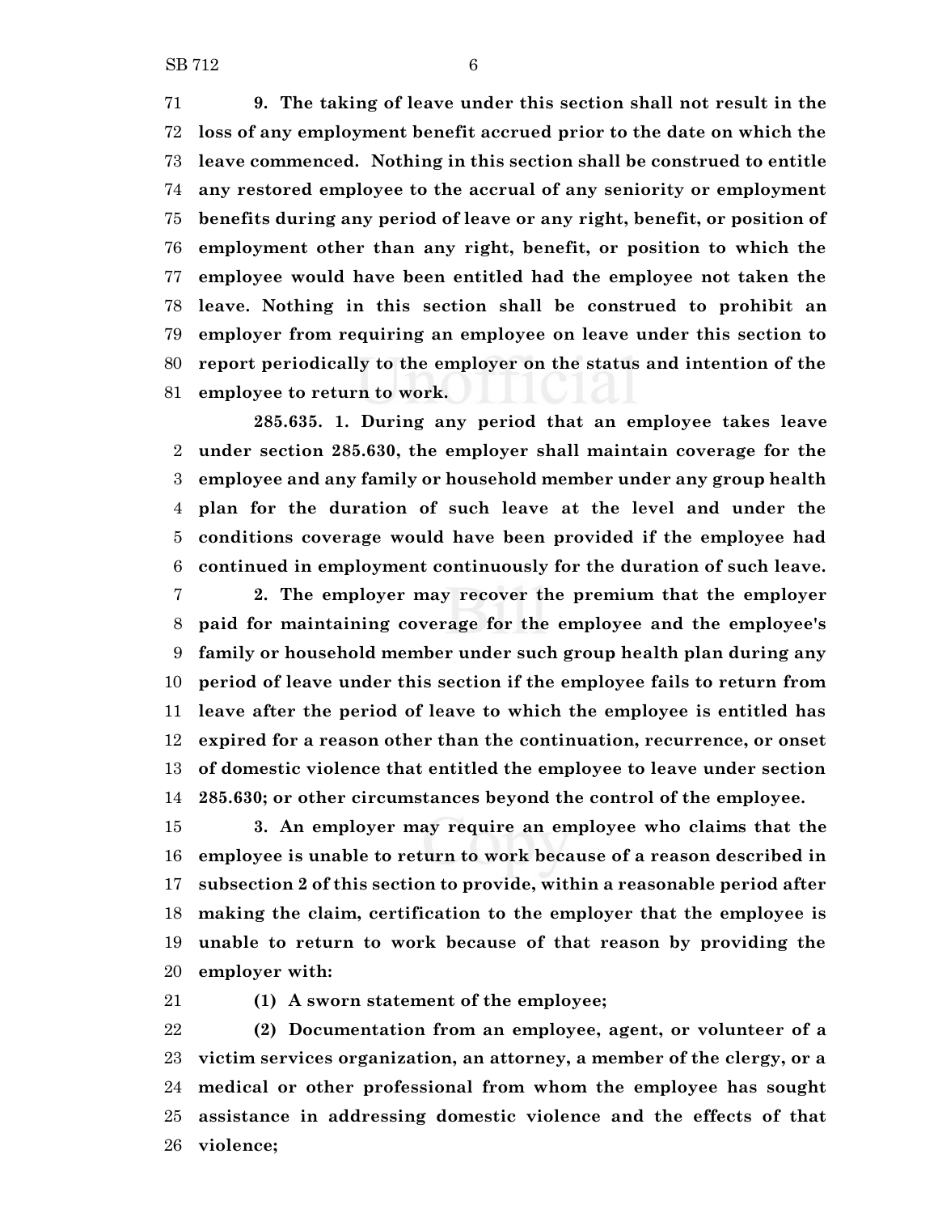**9. The taking of leave under this section shall not result in the loss of any employment benefit accrued prior to the date on which the leave commenced. Nothing in this section shall be construed to entitle any restored employee to the accrual of any seniority or employment benefits during any period of leave or any right, benefit, or position of employment other than any right, benefit, or position to which the employee would have been entitled had the employee not taken the leave. Nothing in this section shall be construed to prohibit an employer from requiring an employee on leave under this section to report periodically to the employer on the status and intention of the employee to return to work.**

**285.635. 1. During any period that an employee takes leave under section 285.630, the employer shall maintain coverage for the employee and any family or household member under any group health plan for the duration of such leave at the level and under the conditions coverage would have been provided if the employee had continued in employment continuously for the duration of such leave.**

**2. The employer may recover the premium that the employer paid for maintaining coverage for the employee and the employee's family or household member under such group health plan during any period of leave under this section if the employee fails to return from leave after the period of leave to which the employee is entitled has expired for a reason other than the continuation, recurrence, or onset of domestic violence that entitled the employee to leave under section 285.630; or other circumstances beyond the control of the employee.**

**3. An employer may require an employee who claims that the employee is unable to return to work because of a reason described in subsection 2 of this section to provide, within a reasonable period after making the claim, certification to the employer that the employee is unable to return to work because of that reason by providing the employer with:**

**(1) A sworn statement of the employee;**

**(2) Documentation from an employee, agent, or volunteer of a victim services organization, an attorney, a member of the clergy, or a medical or other professional from whom the employee has sought assistance in addressing domestic violence and the effects of that violence;**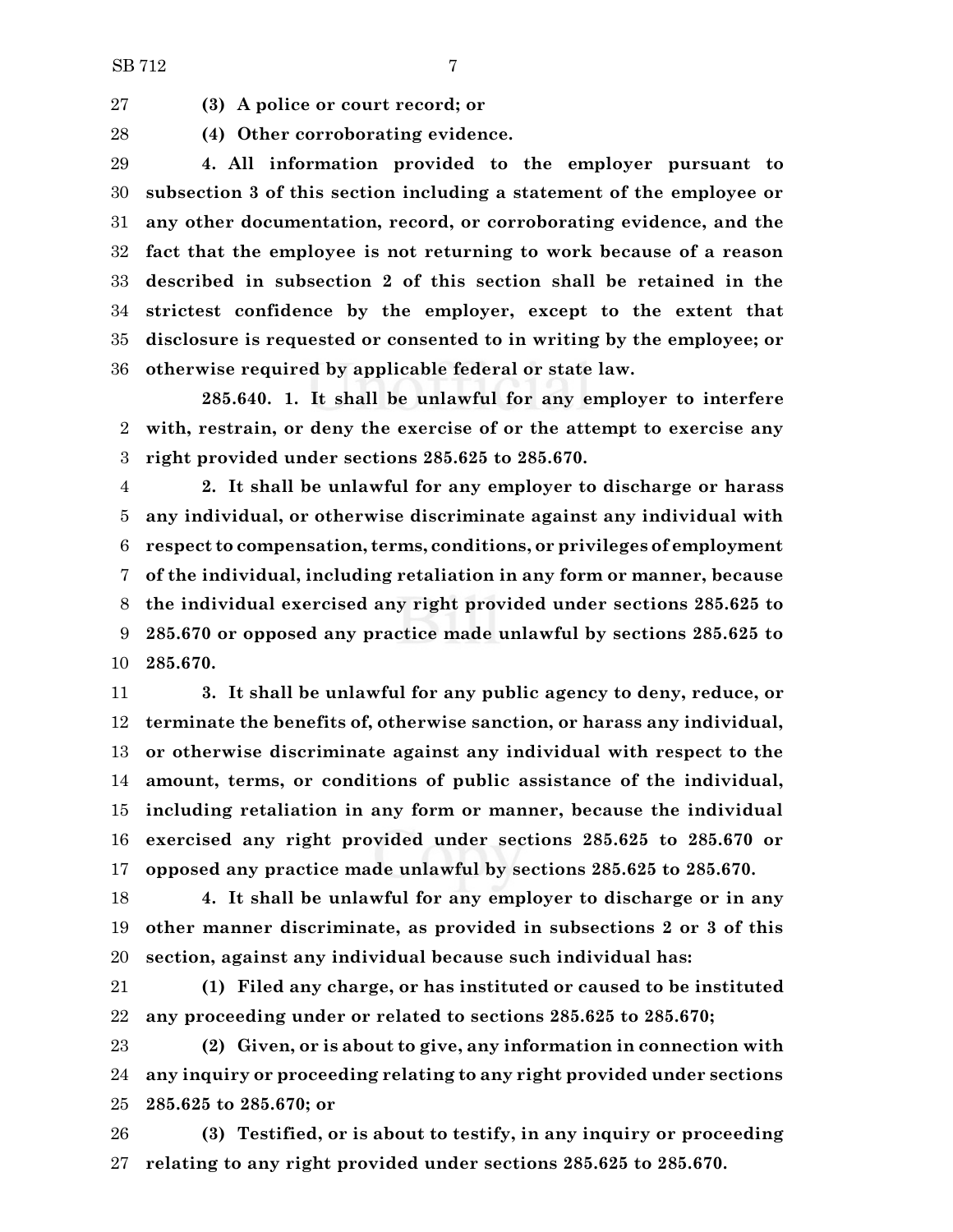**(3) A police or court record; or**

**(4) Other corroborating evidence.**

**4. All information provided to the employer pursuant to subsection 3 of this section including a statement of the employee or any other documentation, record, or corroborating evidence, and the fact that the employee is not returning to work because of a reason described in subsection 2 of this section shall be retained in the strictest confidence by the employer, except to the extent that disclosure is requested or consented to in writing by the employee; or otherwise required by applicable federal or state law.**

**285.640. 1. It shall be unlawful for any employer to interfere with, restrain, or deny the exercise of or the attempt to exercise any right provided under sections 285.625 to 285.670.**

**2. It shall be unlawful for any employer to discharge or harass any individual, or otherwise discriminate against any individual with respect to compensation, terms, conditions, or privileges of employment of the individual, including retaliation in any form or manner, because the individual exercised any right provided under sections 285.625 to 285.670 or opposed any practice made unlawful by sections 285.625 to 285.670.**

**3. It shall be unlawful for any public agency to deny, reduce, or terminate the benefits of, otherwise sanction, or harass any individual, or otherwise discriminate against any individual with respect to the amount, terms, or conditions of public assistance of the individual, including retaliation in any form or manner, because the individual exercised any right provided under sections 285.625 to 285.670 or opposed any practice made unlawful by sections 285.625 to 285.670.**

**4. It shall be unlawful for any employer to discharge or in any other manner discriminate, as provided in subsections 2 or 3 of this section, against any individual because such individual has:**

**(1) Filed any charge, or has instituted or caused to be instituted any proceeding under or related to sections 285.625 to 285.670;**

**(2) Given, or is about to give, any information in connection with any inquiry or proceeding relating to any right provided under sections 285.625 to 285.670; or**

**(3) Testified, or is about to testify, in any inquiry or proceeding relating to any right provided under sections 285.625 to 285.670.**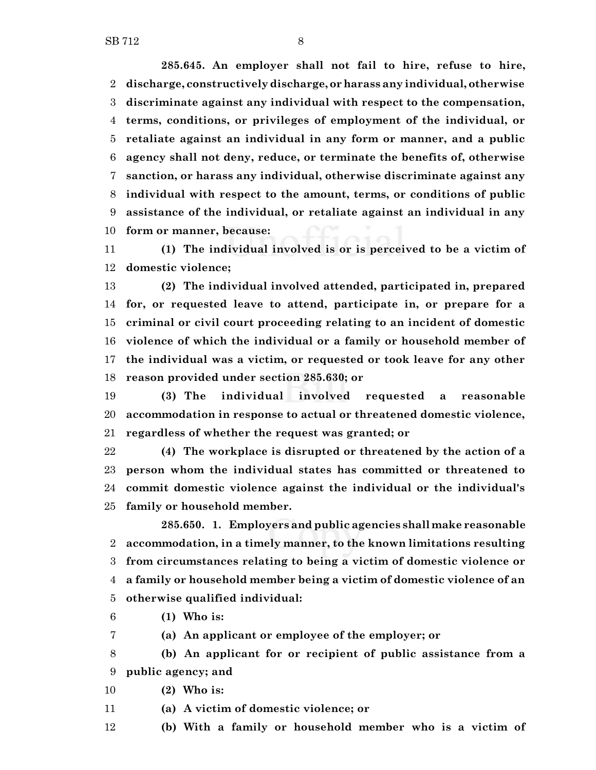**285.645. An employer shall not fail to hire, refuse to hire, discharge, constructively discharge, or harass any individual, otherwise discriminate against any individual with respect to the compensation, terms, conditions, or privileges of employment of the individual, or retaliate against an individual in any form or manner, and a public agency shall not deny, reduce, or terminate the benefits of, otherwise sanction, or harass any individual, otherwise discriminate against any individual with respect to the amount, terms, or conditions of public assistance of the individual, or retaliate against an individual in any form or manner, because:**

**(1) The individual involved is or is perceived to be a victim of domestic violence;**

**(2) The individual involved attended, participated in, prepared for, or requested leave to attend, participate in, or prepare for a criminal or civil court proceeding relating to an incident of domestic violence of which the individual or a family or household member of the individual was a victim, or requested or took leave for any other reason provided under section 285.630; or**

**(3) The individual involved requested a reasonable accommodation in response to actual or threatened domestic violence, regardless of whether the request was granted; or**

**(4) The workplace is disrupted or threatened by the action of a person whom the individual states has committed or threatened to commit domestic violence against the individual or the individual's family or household member.**

**285.650. 1. Employers and public agencies shall make reasonable accommodation, in a timely manner, to the known limitations resulting from circumstances relating to being a victim of domestic violence or a family or household member being a victim of domestic violence of an otherwise qualified individual:**

**(1) Who is:**

**(a) An applicant or employee of the employer; or**

**(b) An applicant for or recipient of public assistance from a public agency; and**

**(2) Who is:**

**(a) A victim of domestic violence; or**

**(b) With a family or household member who is a victim of**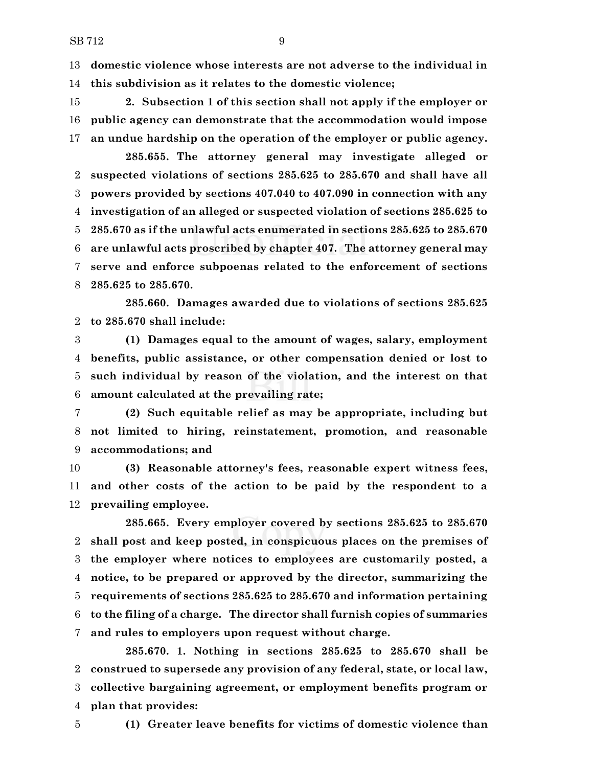**domestic violence whose interests are not adverse to the individual in this subdivision as it relates to the domestic violence;**

**2. Subsection 1 of this section shall not apply if the employer or public agency can demonstrate that the accommodation would impose an undue hardship on the operation of the employer or public agency.**

**285.655. The attorney general may investigate alleged or suspected violations of sections 285.625 to 285.670 and shall have all powers provided by sections 407.040 to 407.090 in connection with any investigation of an alleged or suspected violation of sections 285.625 to 285.670 as if the unlawful acts enumerated in sections 285.625 to 285.670 are unlawful acts proscribed by chapter 407. The attorney general may serve and enforce subpoenas related to the enforcement of sections 285.625 to 285.670.**

**285.660. Damages awarded due to violations of sections 285.625 to 285.670 shall include:**

**(1) Damages equal to the amount of wages, salary, employment benefits, public assistance, or other compensation denied or lost to such individual by reason of the violation, and the interest on that amount calculated at the prevailing rate;**

**(2) Such equitable relief as may be appropriate, including but not limited to hiring, reinstatement, promotion, and reasonable accommodations; and**

**(3) Reasonable attorney's fees, reasonable expert witness fees, and other costs of the action to be paid by the respondent to a prevailing employee.**

**285.665. Every employer covered by sections 285.625 to 285.670 shall post and keep posted, in conspicuous places on the premises of the employer where notices to employees are customarily posted, a notice, to be prepared or approved by the director, summarizing the requirements of sections 285.625 to 285.670 and information pertaining to the filing of a charge. The director shall furnish copies of summaries and rules to employers upon request without charge.**

**285.670. 1. Nothing in sections 285.625 to 285.670 shall be construed to supersede any provision of any federal, state, or local law, collective bargaining agreement, or employment benefits program or plan that provides:**

**(1) Greater leave benefits for victims of domestic violence than**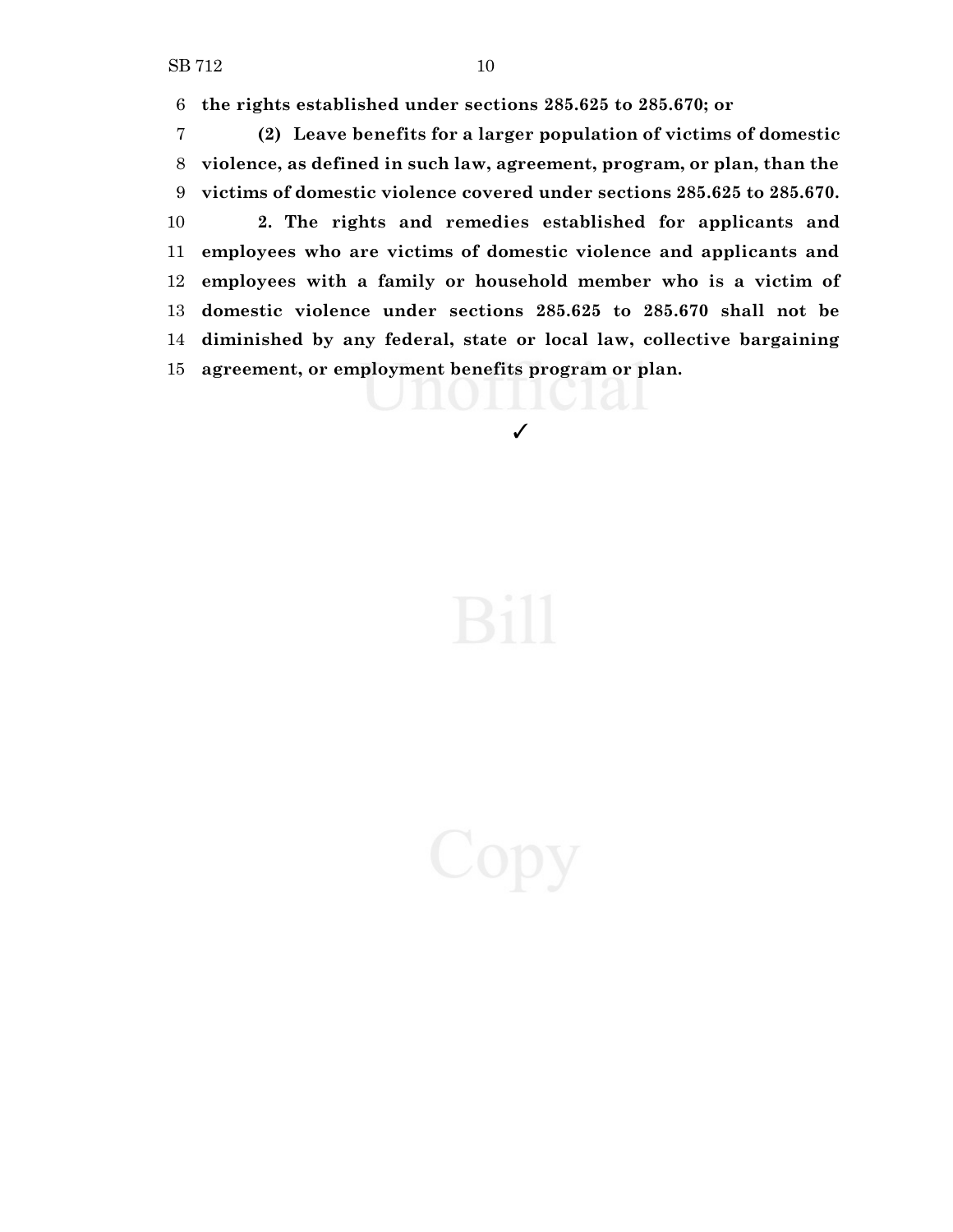**the rights established under sections 285.625 to 285.670; or**

**(2) Leave benefits for a larger population of victims of domestic violence, as defined in such law, agreement, program, or plan, than the victims of domestic violence covered under sections 285.625 to 285.670.**

**2. The rights and remedies established for applicants and employees who are victims of domestic violence and applicants and employees with a family or household member who is a victim of domestic violence under sections 285.625 to 285.670 shall not be diminished by any federal, state or local law, collective bargaining agreement, or employment benefits program or plan.**

✓